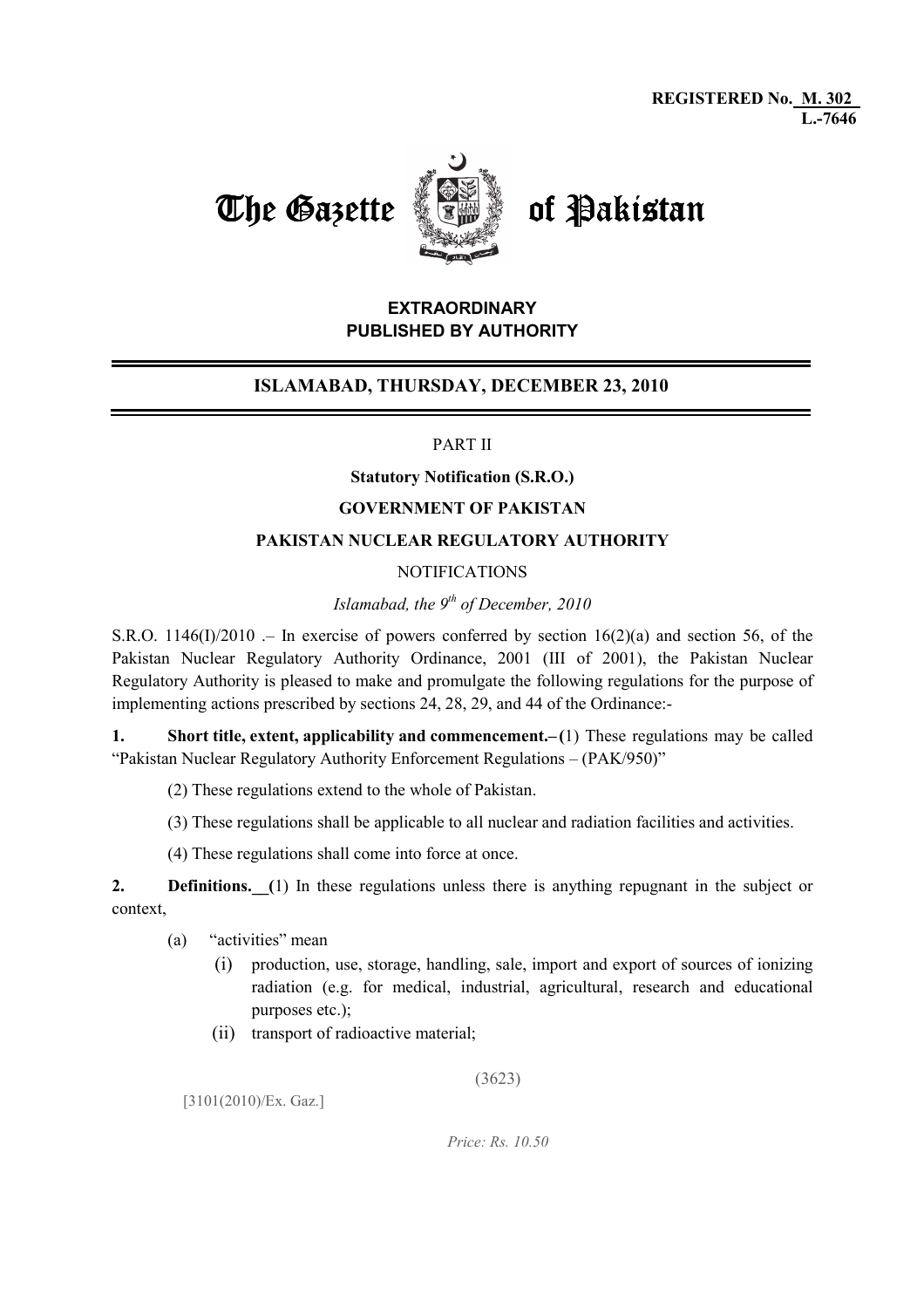**REGISTERED No. M. 302**
**L.-7646**

# The Gazette of Pakistan

**EXTRAORDINARY**
**PUBLISHED BY AUTHORITY**

## ISLAMABAD, THURSDAY, DECEMBER 23, 2010

PART II

**Statutory Notification (S.R.O.)**

**GOVERNMENT OF PAKISTAN**

**PAKISTAN NUCLEAR REGULATORY AUTHORITY**

NOTIFICATIONS

*Islamabad, the 9th of December, 2010*

S.R.O. 1146(I)/2010 .– In exercise of powers conferred by section 16(2)(a) and section 56, of the Pakistan Nuclear Regulatory Authority Ordinance, 2001 (III of 2001), the Pakistan Nuclear Regulatory Authority is pleased to make and promulgate the following regulations for the purpose of implementing actions prescribed by sections 24, 28, 29, and 44 of the Ordinance:-

**1. Short title, extent, applicability and commencement.–** (1) These regulations may be called "Pakistan Nuclear Regulatory Authority Enforcement Regulations – (PAK/950)"

(2) These regulations extend to the whole of Pakistan.

(3) These regulations shall be applicable to all nuclear and radiation facilities and activities.

(4) These regulations shall come into force at once.

**2. Definitions.__** (1) In these regulations unless there is anything repugnant in the subject or context,

(a) "activities" mean

(i) production, use, storage, handling, sale, import and export of sources of ionizing radiation (e.g. for medical, industrial, agricultural, research and educational purposes etc.);

(ii) transport of radioactive material;

[3101(2010)/Ex. Gaz.]

*Price: Rs. 10.50*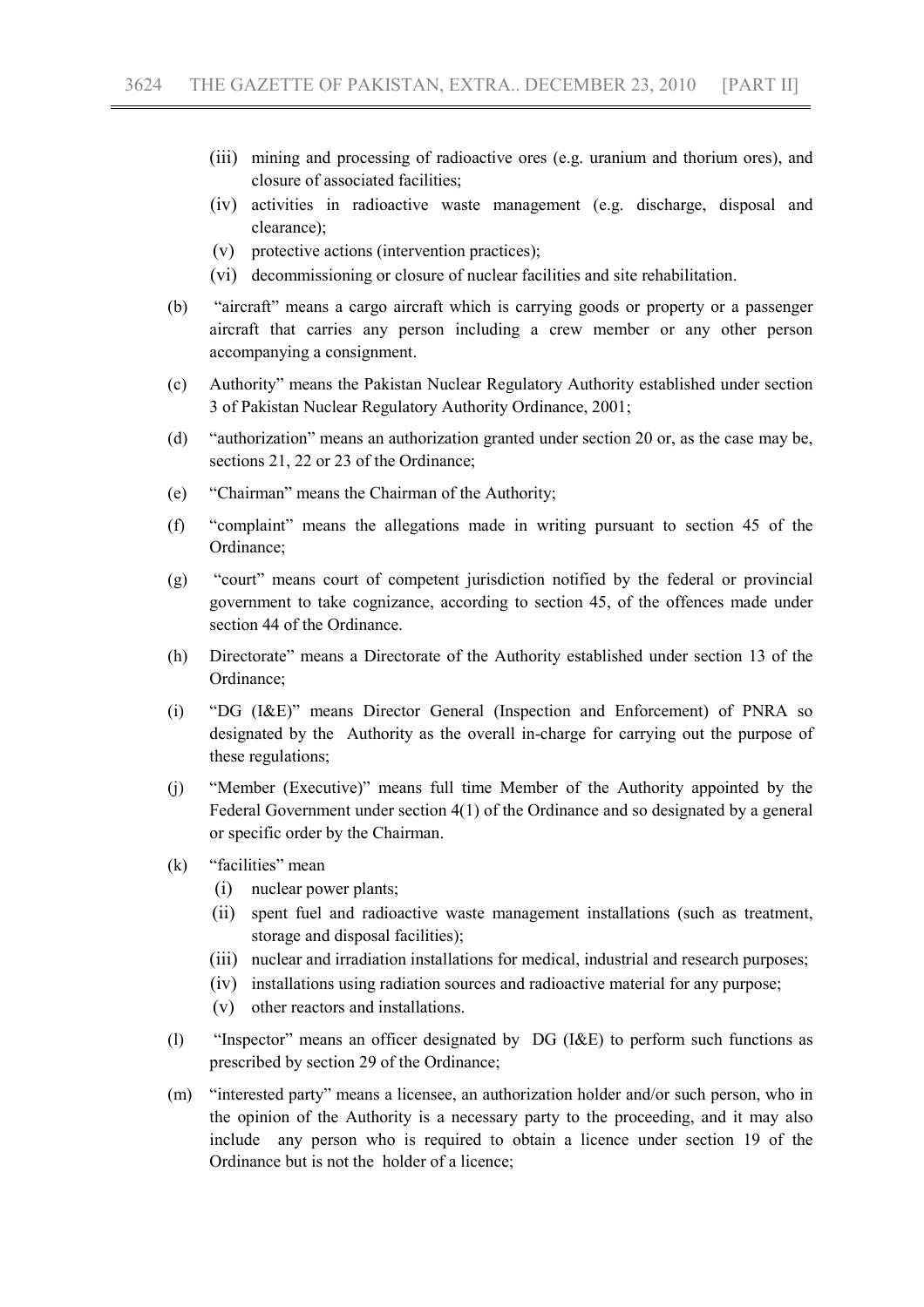- (iii) mining and processing of radioactive ores (e.g. uranium and thorium ores), and closure of associated facilities;
- (iv) activities in radioactive waste management (e.g. discharge, disposal and clearance);
- (v) protective actions (intervention practices);
- (vi) decommissioning or closure of nuclear facilities and site rehabilitation.

(b) "aircraft" means a cargo aircraft which is carrying goods or property or a passenger aircraft that carries any person including a crew member or any other person accompanying a consignment.

(c) Authority" means the Pakistan Nuclear Regulatory Authority established under section 3 of Pakistan Nuclear Regulatory Authority Ordinance, 2001;

(d) "authorization" means an authorization granted under section 20 or, as the case may be, sections 21, 22 or 23 of the Ordinance;

(e) "Chairman" means the Chairman of the Authority;

(f) "complaint" means the allegations made in writing pursuant to section 45 of the Ordinance;

(g) "court" means court of competent jurisdiction notified by the federal or provincial government to take cognizance, according to section 45, of the offences made under section 44 of the Ordinance.

(h) Directorate" means a Directorate of the Authority established under section 13 of the Ordinance;

(i) "DG (I&E)" means Director General (Inspection and Enforcement) of PNRA so designated by the Authority as the overall in-charge for carrying out the purpose of these regulations;

(j) "Member (Executive)" means full time Member of the Authority appointed by the Federal Government under section 4(1) of the Ordinance and so designated by a general or specific order by the Chairman.

(k) "facilities" mean
- (i) nuclear power plants;
- (ii) spent fuel and radioactive waste management installations (such as treatment, storage and disposal facilities);
- (iii) nuclear and irradiation installations for medical, industrial and research purposes;
- (iv) installations using radiation sources and radioactive material for any purpose;
- (v) other reactors and installations.

(l) "Inspector" means an officer designated by DG (I&E) to perform such functions as prescribed by section 29 of the Ordinance;

(m) "interested party" means a licensee, an authorization holder and/or such person, who in the opinion of the Authority is a necessary party to the proceeding, and it may also include any person who is required to obtain a licence under section 19 of the Ordinance but is not the holder of a licence;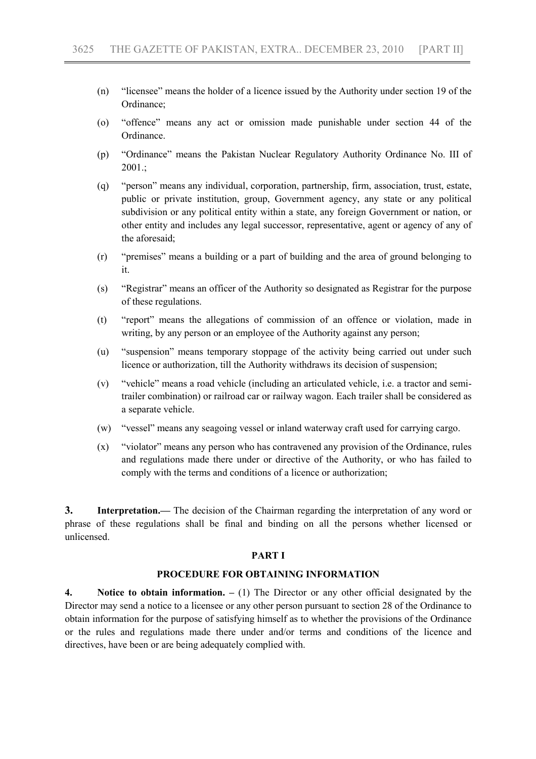(n) "licensee" means the holder of a licence issued by the Authority under section 19 of the Ordinance;

(o) "offence" means any act or omission made punishable under section 44 of the Ordinance.

(p) "Ordinance" means the Pakistan Nuclear Regulatory Authority Ordinance No. III of 2001.;

(q) "person" means any individual, corporation, partnership, firm, association, trust, estate, public or private institution, group, Government agency, any state or any political subdivision or any political entity within a state, any foreign Government or nation, or other entity and includes any legal successor, representative, agent or agency of any of the aforesaid;

(r) "premises" means a building or a part of building and the area of ground belonging to it.

(s) "Registrar" means an officer of the Authority so designated as Registrar for the purpose of these regulations.

(t) "report" means the allegations of commission of an offence or violation, made in writing, by any person or an employee of the Authority against any person;

(u) "suspension" means temporary stoppage of the activity being carried out under such licence or authorization, till the Authority withdraws its decision of suspension;

(v) "vehicle" means a road vehicle (including an articulated vehicle, i.e. a tractor and semi-trailer combination) or railroad car or railway wagon. Each trailer shall be considered as a separate vehicle.

(w) "vessel" means any seagoing vessel or inland waterway craft used for carrying cargo.

(x) "violator" means any person who has contravened any provision of the Ordinance, rules and regulations made there under or directive of the Authority, or who has failed to comply with the terms and conditions of a licence or authorization;

**3. Interpretation.—** The decision of the Chairman regarding the interpretation of any word or phrase of these regulations shall be final and binding on all the persons whether licensed or unlicensed.

## PART I

## PROCEDURE FOR OBTAINING INFORMATION

**4. Notice to obtain information. –** (1) The Director or any other official designated by the Director may send a notice to a licensee or any other person pursuant to section 28 of the Ordinance to obtain information for the purpose of satisfying himself as to whether the provisions of the Ordinance or the rules and regulations made there under and/or terms and conditions of the licence and directives, have been or are being adequately complied with.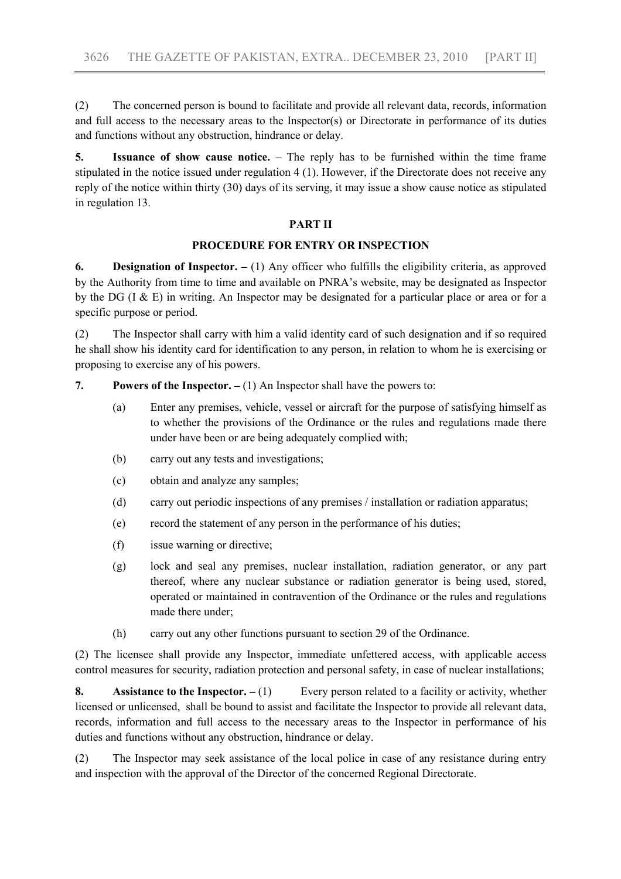(2) The concerned person is bound to facilitate and provide all relevant data, records, information and full access to the necessary areas to the Inspector(s) or Directorate in performance of its duties and functions without any obstruction, hindrance or delay.

**5. Issuance of show cause notice. –** The reply has to be furnished within the time frame stipulated in the notice issued under regulation 4 (1). However, if the Directorate does not receive any reply of the notice within thirty (30) days of its serving, it may issue a show cause notice as stipulated in regulation 13.

## PART II

## PROCEDURE FOR ENTRY OR INSPECTION

**6. Designation of Inspector. –** (1) Any officer who fulfills the eligibility criteria, as approved by the Authority from time to time and available on PNRA's website, may be designated as Inspector by the DG (I & E) in writing. An Inspector may be designated for a particular place or area or for a specific purpose or period.

(2) The Inspector shall carry with him a valid identity card of such designation and if so required he shall show his identity card for identification to any person, in relation to whom he is exercising or proposing to exercise any of his powers.

**7. Powers of the Inspector. –** (1) An Inspector shall have the powers to:

(a) Enter any premises, vehicle, vessel or aircraft for the purpose of satisfying himself as to whether the provisions of the Ordinance or the rules and regulations made there under have been or are being adequately complied with;

(b) carry out any tests and investigations;

(c) obtain and analyze any samples;

(d) carry out periodic inspections of any premises / installation or radiation apparatus;

(e) record the statement of any person in the performance of his duties;

(f) issue warning or directive;

(g) lock and seal any premises, nuclear installation, radiation generator, or any part thereof, where any nuclear substance or radiation generator is being used, stored, operated or maintained in contravention of the Ordinance or the rules and regulations made there under;

(h) carry out any other functions pursuant to section 29 of the Ordinance.

(2) The licensee shall provide any Inspector, immediate unfettered access, with applicable access control measures for security, radiation protection and personal safety, in case of nuclear installations;

**8. Assistance to the Inspector. –** (1) Every person related to a facility or activity, whether licensed or unlicensed, shall be bound to assist and facilitate the Inspector to provide all relevant data, records, information and full access to the necessary areas to the Inspector in performance of his duties and functions without any obstruction, hindrance or delay.

(2) The Inspector may seek assistance of the local police in case of any resistance during entry and inspection with the approval of the Director of the concerned Regional Directorate.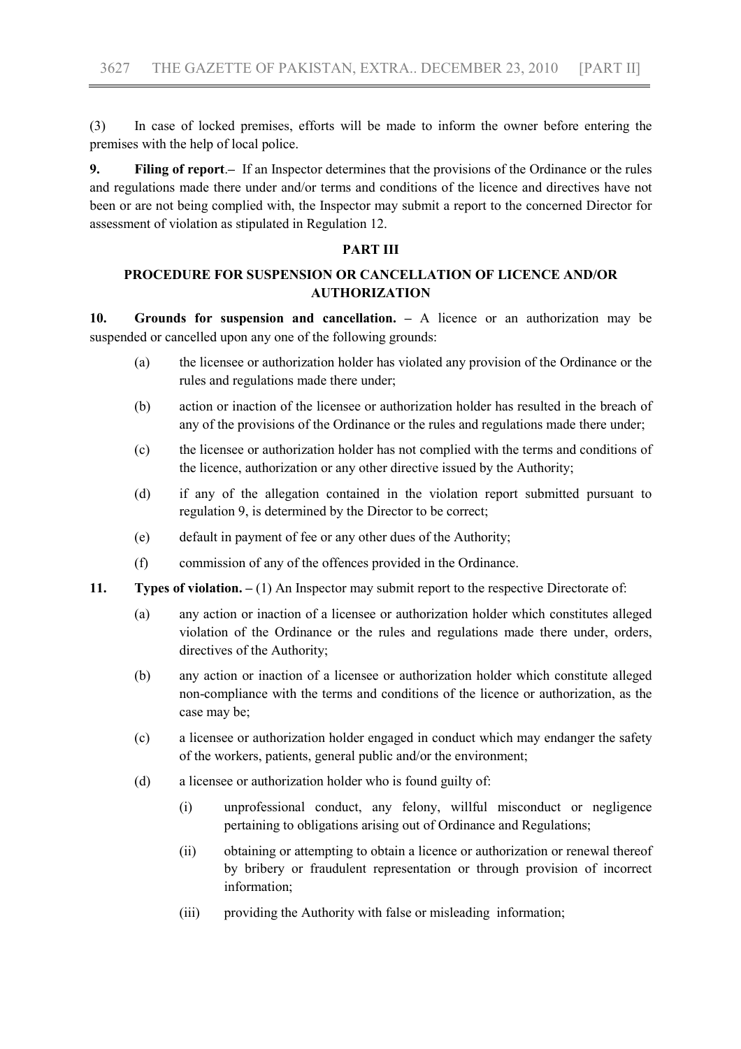(3) In case of locked premises, efforts will be made to inform the owner before entering the premises with the help of local police.

**9. Filing of report**.– If an Inspector determines that the provisions of the Ordinance or the rules and regulations made there under and/or terms and conditions of the licence and directives have not been or are not being complied with, the Inspector may submit a report to the concerned Director for assessment of violation as stipulated in Regulation 12.

## PART III

## PROCEDURE FOR SUSPENSION OR CANCELLATION OF LICENCE AND/OR AUTHORIZATION

**10. Grounds for suspension and cancellation. –** A licence or an authorization may be suspended or cancelled upon any one of the following grounds:

- (a) the licensee or authorization holder has violated any provision of the Ordinance or the rules and regulations made there under;
- (b) action or inaction of the licensee or authorization holder has resulted in the breach of any of the provisions of the Ordinance or the rules and regulations made there under;
- (c) the licensee or authorization holder has not complied with the terms and conditions of the licence, authorization or any other directive issued by the Authority;
- (d) if any of the allegation contained in the violation report submitted pursuant to regulation 9, is determined by the Director to be correct;
- (e) default in payment of fee or any other dues of the Authority;
- (f) commission of any of the offences provided in the Ordinance.

**11. Types of violation. –** (1) An Inspector may submit report to the respective Directorate of:

- (a) any action or inaction of a licensee or authorization holder which constitutes alleged violation of the Ordinance or the rules and regulations made there under, orders, directives of the Authority;
- (b) any action or inaction of a licensee or authorization holder which constitute alleged non-compliance with the terms and conditions of the licence or authorization, as the case may be;
- (c) a licensee or authorization holder engaged in conduct which may endanger the safety of the workers, patients, general public and/or the environment;
- (d) a licensee or authorization holder who is found guilty of:
  - (i) unprofessional conduct, any felony, willful misconduct or negligence pertaining to obligations arising out of Ordinance and Regulations;
  - (ii) obtaining or attempting to obtain a licence or authorization or renewal thereof by bribery or fraudulent representation or through provision of incorrect information;
  - (iii) providing the Authority with false or misleading information;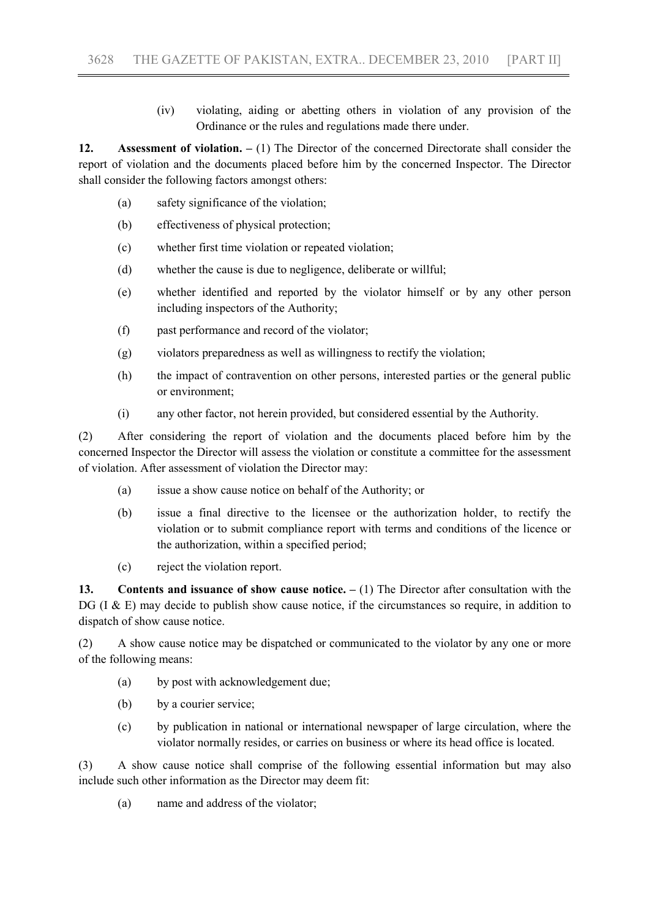(iv) violating, aiding or abetting others in violation of any provision of the Ordinance or the rules and regulations made there under.

**12. Assessment of violation. –** (1) The Director of the concerned Directorate shall consider the report of violation and the documents placed before him by the concerned Inspector. The Director shall consider the following factors amongst others:

(a) safety significance of the violation;

(b) effectiveness of physical protection;

(c) whether first time violation or repeated violation;

(d) whether the cause is due to negligence, deliberate or willful;

(e) whether identified and reported by the violator himself or by any other person including inspectors of the Authority;

(f) past performance and record of the violator;

(g) violators preparedness as well as willingness to rectify the violation;

(h) the impact of contravention on other persons, interested parties or the general public or environment;

(i) any other factor, not herein provided, but considered essential by the Authority.

(2) After considering the report of violation and the documents placed before him by the concerned Inspector the Director will assess the violation or constitute a committee for the assessment of violation. After assessment of violation the Director may:

(a) issue a show cause notice on behalf of the Authority; or

(b) issue a final directive to the licensee or the authorization holder, to rectify the violation or to submit compliance report with terms and conditions of the licence or the authorization, within a specified period;

(c) reject the violation report.

**13. Contents and issuance of show cause notice. –** (1) The Director after consultation with the DG (I & E) may decide to publish show cause notice, if the circumstances so require, in addition to dispatch of show cause notice.

(2) A show cause notice may be dispatched or communicated to the violator by any one or more of the following means:

(a) by post with acknowledgement due;

(b) by a courier service;

(c) by publication in national or international newspaper of large circulation, where the violator normally resides, or carries on business or where its head office is located.

(3) A show cause notice shall comprise of the following essential information but may also include such other information as the Director may deem fit:

(a) name and address of the violator;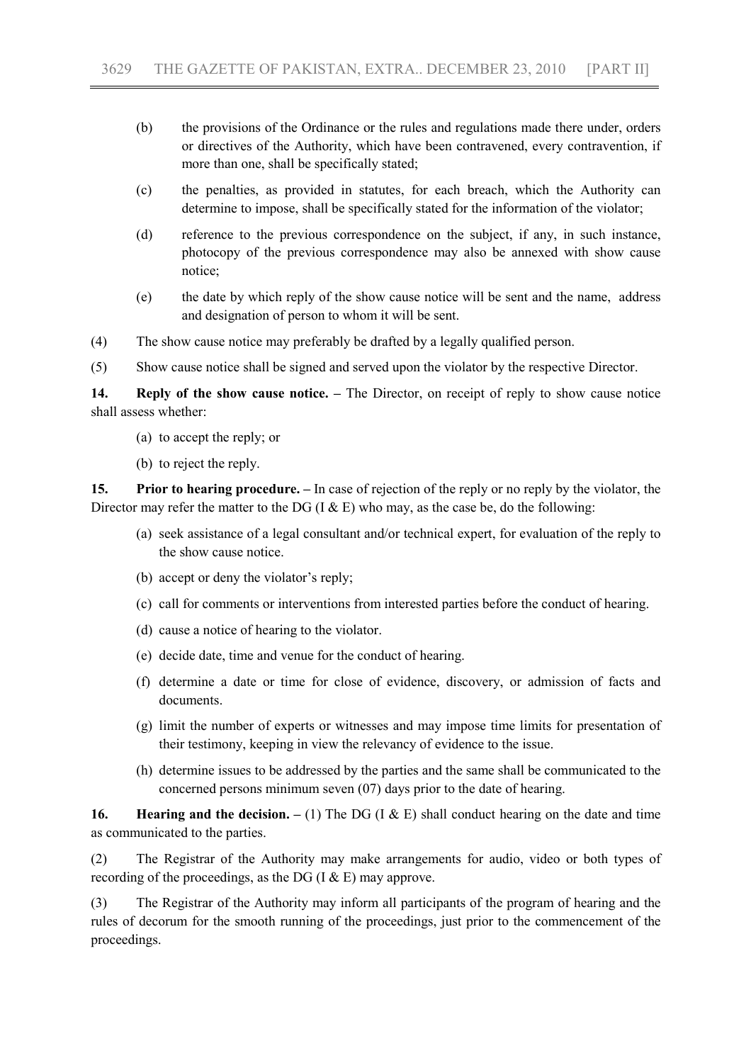(b) the provisions of the Ordinance or the rules and regulations made there under, orders or directives of the Authority, which have been contravened, every contravention, if more than one, shall be specifically stated;

(c) the penalties, as provided in statutes, for each breach, which the Authority can determine to impose, shall be specifically stated for the information of the violator;

(d) reference to the previous correspondence on the subject, if any, in such instance, photocopy of the previous correspondence may also be annexed with show cause notice;

(e) the date by which reply of the show cause notice will be sent and the name, address and designation of person to whom it will be sent.

(4) The show cause notice may preferably be drafted by a legally qualified person.

(5) Show cause notice shall be signed and served upon the violator by the respective Director.

**14. Reply of the show cause notice. –** The Director, on receipt of reply to show cause notice shall assess whether:

(a) to accept the reply; or

(b) to reject the reply.

**15. Prior to hearing procedure. –** In case of rejection of the reply or no reply by the violator, the Director may refer the matter to the DG (I & E) who may, as the case be, do the following:

(a) seek assistance of a legal consultant and/or technical expert, for evaluation of the reply to the show cause notice.

(b) accept or deny the violator's reply;

(c) call for comments or interventions from interested parties before the conduct of hearing.

(d) cause a notice of hearing to the violator.

(e) decide date, time and venue for the conduct of hearing.

(f) determine a date or time for close of evidence, discovery, or admission of facts and documents.

(g) limit the number of experts or witnesses and may impose time limits for presentation of their testimony, keeping in view the relevancy of evidence to the issue.

(h) determine issues to be addressed by the parties and the same shall be communicated to the concerned persons minimum seven (07) days prior to the date of hearing.

**16. Hearing and the decision. –** (1) The DG (I & E) shall conduct hearing on the date and time as communicated to the parties.

(2) The Registrar of the Authority may make arrangements for audio, video or both types of recording of the proceedings, as the DG (I & E) may approve.

(3) The Registrar of the Authority may inform all participants of the program of hearing and the rules of decorum for the smooth running of the proceedings, just prior to the commencement of the proceedings.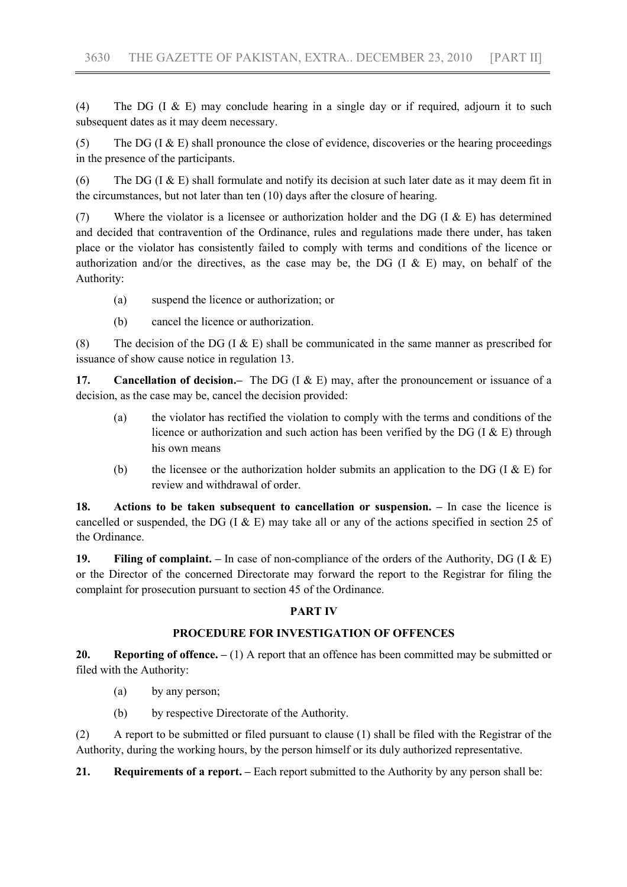(4) The DG (I & E) may conclude hearing in a single day or if required, adjourn it to such subsequent dates as it may deem necessary.

(5) The DG (I & E) shall pronounce the close of evidence, discoveries or the hearing proceedings in the presence of the participants.

(6) The DG (I & E) shall formulate and notify its decision at such later date as it may deem fit in the circumstances, but not later than ten (10) days after the closure of hearing.

(7) Where the violator is a licensee or authorization holder and the DG (I & E) has determined and decided that contravention of the Ordinance, rules and regulations made there under, has taken place or the violator has consistently failed to comply with terms and conditions of the licence or authorization and/or the directives, as the case may be, the DG (I & E) may, on behalf of the Authority:

- (a) suspend the licence or authorization; or
- (b) cancel the licence or authorization.

(8) The decision of the DG (I & E) shall be communicated in the same manner as prescribed for issuance of show cause notice in regulation 13.

**17. Cancellation of decision.–** The DG (I & E) may, after the pronouncement or issuance of a decision, as the case may be, cancel the decision provided:

- (a) the violator has rectified the violation to comply with the terms and conditions of the licence or authorization and such action has been verified by the DG (I & E) through his own means
- (b) the licensee or the authorization holder submits an application to the DG (I & E) for review and withdrawal of order.

**18. Actions to be taken subsequent to cancellation or suspension. –** In case the licence is cancelled or suspended, the DG (I & E) may take all or any of the actions specified in section 25 of the Ordinance.

**19. Filing of complaint. –** In case of non-compliance of the orders of the Authority, DG (I & E) or the Director of the concerned Directorate may forward the report to the Registrar for filing the complaint for prosecution pursuant to section 45 of the Ordinance.

## PART IV

## PROCEDURE FOR INVESTIGATION OF OFFENCES

**20. Reporting of offence. –** (1) A report that an offence has been committed may be submitted or filed with the Authority:

- (a) by any person;
- (b) by respective Directorate of the Authority.

(2) A report to be submitted or filed pursuant to clause (1) shall be filed with the Registrar of the Authority, during the working hours, by the person himself or its duly authorized representative.

**21. Requirements of a report. –** Each report submitted to the Authority by any person shall be: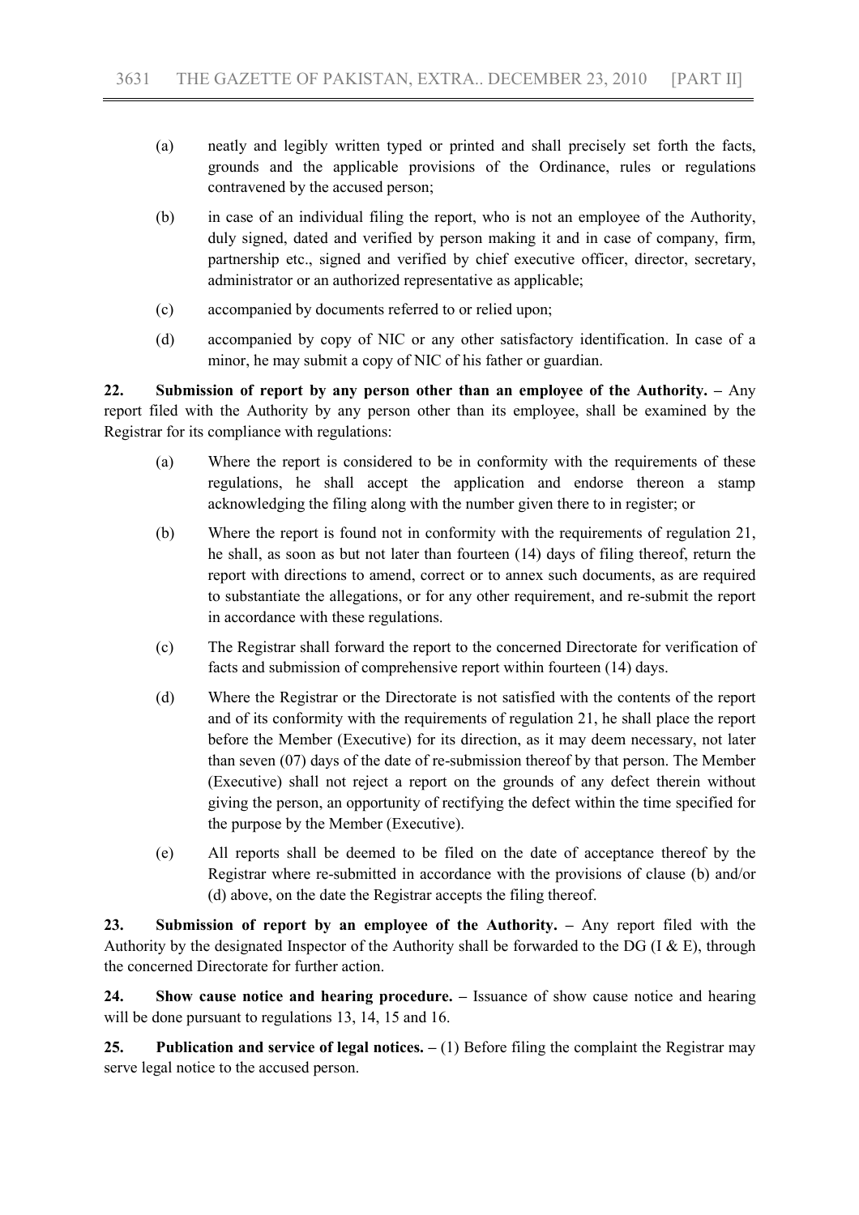(a) neatly and legibly written typed or printed and shall precisely set forth the facts, grounds and the applicable provisions of the Ordinance, rules or regulations contravened by the accused person;

(b) in case of an individual filing the report, who is not an employee of the Authority, duly signed, dated and verified by person making it and in case of company, firm, partnership etc., signed and verified by chief executive officer, director, secretary, administrator or an authorized representative as applicable;

(c) accompanied by documents referred to or relied upon;

(d) accompanied by copy of NIC or any other satisfactory identification. In case of a minor, he may submit a copy of NIC of his father or guardian.

**22. Submission of report by any person other than an employee of the Authority. –** Any report filed with the Authority by any person other than its employee, shall be examined by the Registrar for its compliance with regulations:

(a) Where the report is considered to be in conformity with the requirements of these regulations, he shall accept the application and endorse thereon a stamp acknowledging the filing along with the number given there to in register; or

(b) Where the report is found not in conformity with the requirements of regulation 21, he shall, as soon as but not later than fourteen (14) days of filing thereof, return the report with directions to amend, correct or to annex such documents, as are required to substantiate the allegations, or for any other requirement, and re-submit the report in accordance with these regulations.

(c) The Registrar shall forward the report to the concerned Directorate for verification of facts and submission of comprehensive report within fourteen (14) days.

(d) Where the Registrar or the Directorate is not satisfied with the contents of the report and of its conformity with the requirements of regulation 21, he shall place the report before the Member (Executive) for its direction, as it may deem necessary, not later than seven (07) days of the date of re-submission thereof by that person. The Member (Executive) shall not reject a report on the grounds of any defect therein without giving the person, an opportunity of rectifying the defect within the time specified for the purpose by the Member (Executive).

(e) All reports shall be deemed to be filed on the date of acceptance thereof by the Registrar where re-submitted in accordance with the provisions of clause (b) and/or (d) above, on the date the Registrar accepts the filing thereof.

**23. Submission of report by an employee of the Authority. –** Any report filed with the Authority by the designated Inspector of the Authority shall be forwarded to the DG (I & E), through the concerned Directorate for further action.

**24. Show cause notice and hearing procedure. –** Issuance of show cause notice and hearing will be done pursuant to regulations 13, 14, 15 and 16.

**25. Publication and service of legal notices. –** (1) Before filing the complaint the Registrar may serve legal notice to the accused person.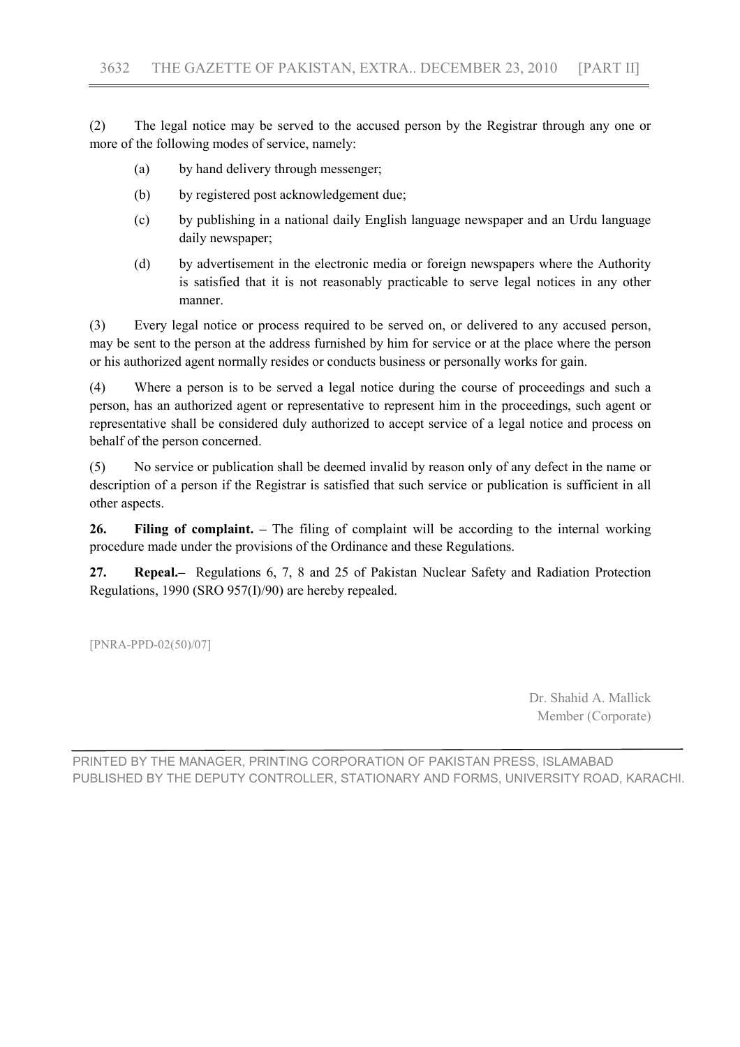(2) The legal notice may be served to the accused person by the Registrar through any one or more of the following modes of service, namely:

(a) by hand delivery through messenger;

(b) by registered post acknowledgement due;

(c) by publishing in a national daily English language newspaper and an Urdu language daily newspaper;

(d) by advertisement in the electronic media or foreign newspapers where the Authority is satisfied that it is not reasonably practicable to serve legal notices in any other manner.

(3) Every legal notice or process required to be served on, or delivered to any accused person, may be sent to the person at the address furnished by him for service or at the place where the person or his authorized agent normally resides or conducts business or personally works for gain.

(4) Where a person is to be served a legal notice during the course of proceedings and such a person, has an authorized agent or representative to represent him in the proceedings, such agent or representative shall be considered duly authorized to accept service of a legal notice and process on behalf of the person concerned.

(5) No service or publication shall be deemed invalid by reason only of any defect in the name or description of a person if the Registrar is satisfied that such service or publication is sufficient in all other aspects.

**26. Filing of complaint.** – The filing of complaint will be according to the internal working procedure made under the provisions of the Ordinance and these Regulations.

**27. Repeal.**– Regulations 6, 7, 8 and 25 of Pakistan Nuclear Safety and Radiation Protection Regulations, 1990 (SRO 957(I)/90) are hereby repealed.

[PNRA-PPD-02(50)/07]

Dr. Shahid A. Mallick
Member (Corporate)

PRINTED BY THE MANAGER, PRINTING CORPORATION OF PAKISTAN PRESS, ISLAMABAD
PUBLISHED BY THE DEPUTY CONTROLLER, STATIONARY AND FORMS, UNIVERSITY ROAD, KARACHI.